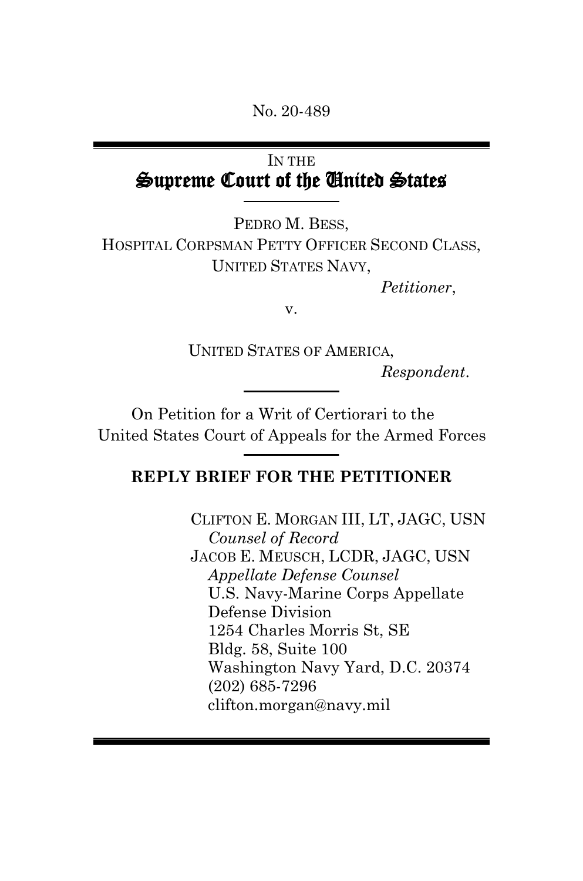No. 20-489

IN THE
# Supreme Court of the United States

PEDRO M. BESS,
HOSPITAL CORPSMAN PETTY OFFICER SECOND CLASS,
UNITED STATES NAVY,

*Petitioner*,

v.

UNITED STATES OF AMERICA,

*Respondent*.

On Petition for a Writ of Certiorari to the
United States Court of Appeals for the Armed Forces

**REPLY BRIEF FOR THE PETITIONER**

CLIFTON E. MORGAN III, LT, JAGC, USN
*Counsel of Record*
JACOB E. MEUSCH, LCDR, JAGC, USN
*Appellate Defense Counsel*
U.S. Navy-Marine Corps Appellate
Defense Division
1254 Charles Morris St, SE
Bldg. 58, Suite 100
Washington Navy Yard, D.C. 20374
(202) 685-7296
clifton.morgan@navy.mil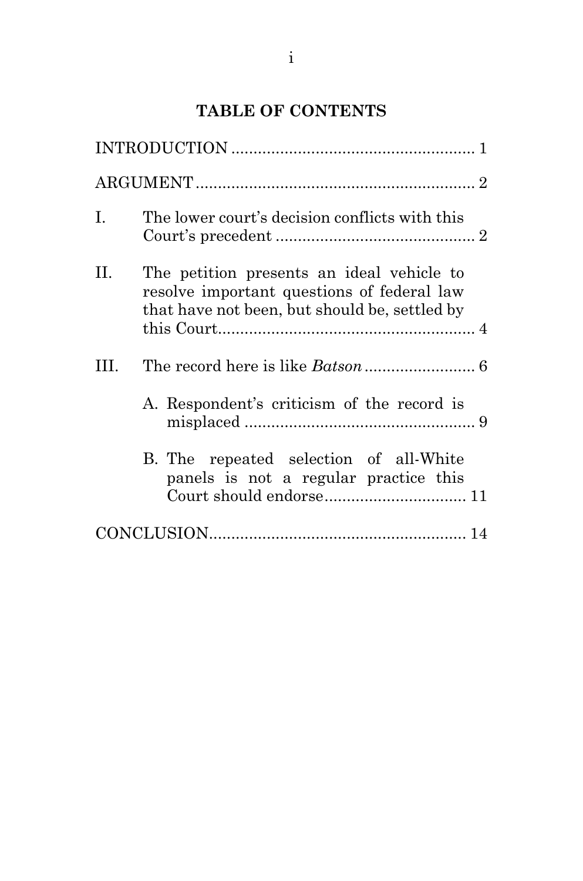## TABLE OF CONTENTS

INTRODUCTION ...................................................... 1

ARGUMENT ............................................................. 2

I. The lower court's decision conflicts with this Court's precedent ............................................ 2

II. The petition presents an ideal vehicle to resolve important questions of federal law that have not been, but should be, settled by this Court......................................................... 4

III. The record here is like *Batson* ......................... 6

   A. Respondent's criticism of the record is misplaced .................................................... 9

   B. The repeated selection of all-White panels is not a regular practice this Court should endorse................................ 11

CONCLUSION......................................................... 14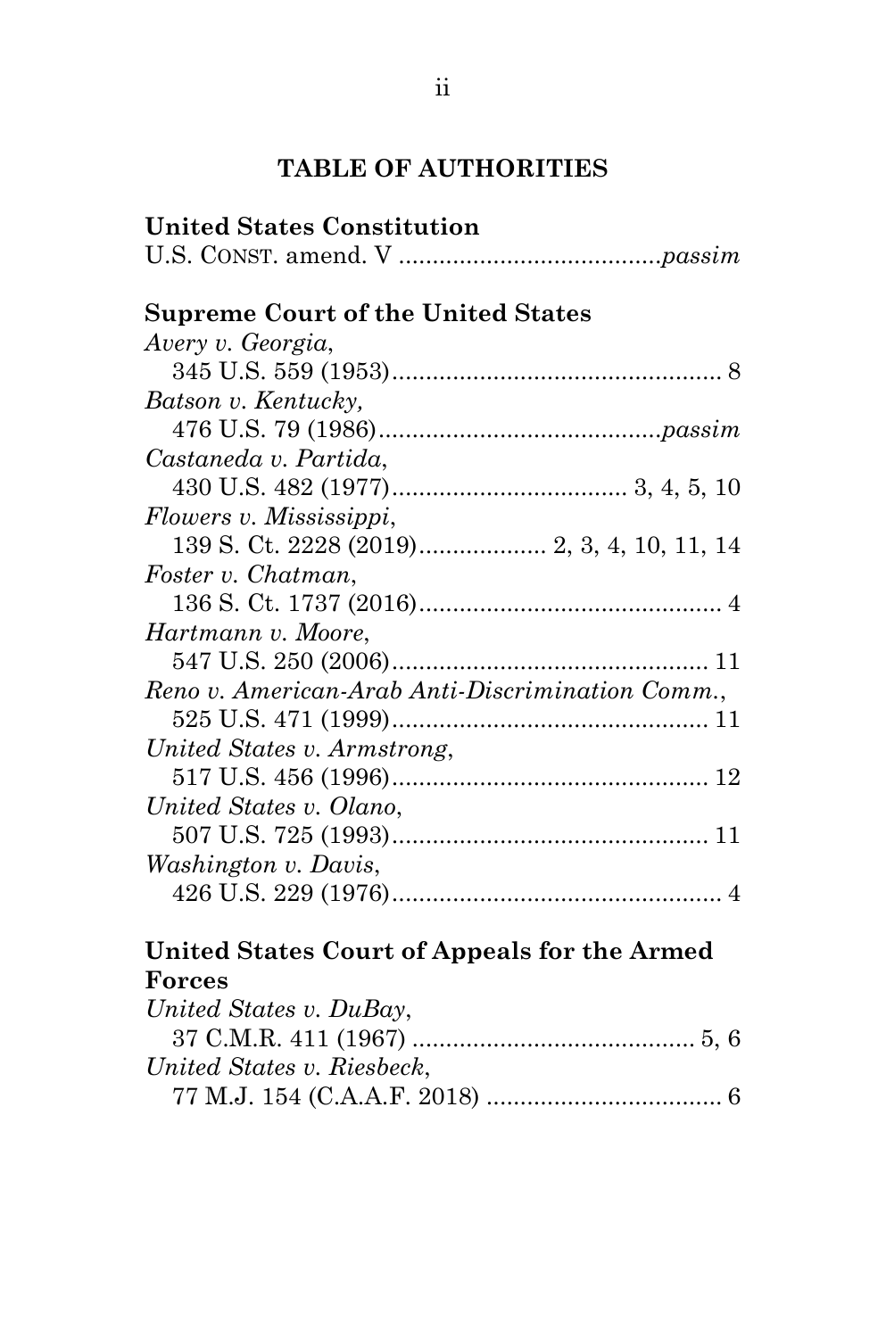## TABLE OF AUTHORITIES

**United States Constitution**

U.S. CONST. amend. V ......................................*passim*

**Supreme Court of the United States**

*Avery v. Georgia*,
345 U.S. 559 (1953)................................................. 8

*Batson v. Kentucky,*
476 U.S. 79 (1986)..........................................*passim*

*Castaneda v. Partida*,
430 U.S. 482 (1977).................................. 3, 4, 5, 10

*Flowers v. Mississippi*,
139 S. Ct. 2228 (2019).................. 2, 3, 4, 10, 11, 14

*Foster v. Chatman*,
136 S. Ct. 1737 (2016)............................................. 4

*Hartmann v. Moore*,
547 U.S. 250 (2006)............................................... 11

*Reno v. American-Arab Anti-Discrimination Comm.*,
525 U.S. 471 (1999)............................................... 11

*United States v. Armstrong*,
517 U.S. 456 (1996)............................................... 12

*United States v. Olano*,
507 U.S. 725 (1993)............................................... 11

*Washington v. Davis*,
426 U.S. 229 (1976)................................................. 4

**United States Court of Appeals for the Armed Forces**

*United States v. DuBay*,
37 C.M.R. 411 (1967) ......................................... 5, 6

*United States v. Riesbeck*,
77 M.J. 154 (C.A.A.F. 2018) .................................. 6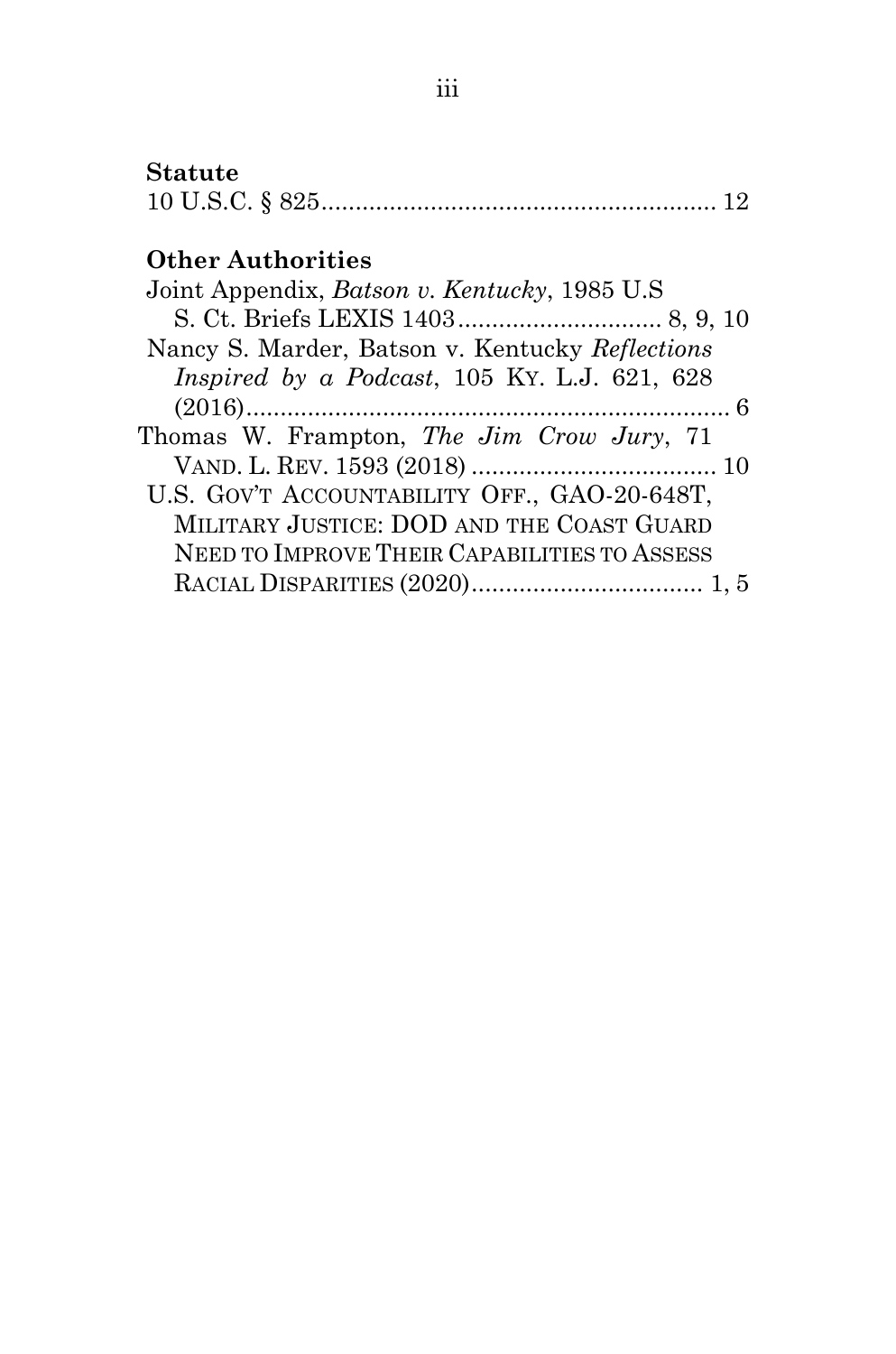**Statute**

10 U.S.C. § 825 .......................................................... 12

**Other Authorities**

Joint Appendix, *Batson v. Kentucky*, 1985 U.S S. Ct. Briefs LEXIS 1403 .............................. 8, 9, 10

Nancy S. Marder, Batson v. Kentucky *Reflections Inspired by a Podcast*, 105 KY. L.J. 621, 628 (2016) ........................................................................ 6

Thomas W. Frampton, *The Jim Crow Jury*, 71 VAND. L. REV. 1593 (2018) ..................................... 10

U.S. GOV'T ACCOUNTABILITY OFF., GAO-20-648T, MILITARY JUSTICE: DOD AND THE COAST GUARD NEED TO IMPROVE THEIR CAPABILITIES TO ASSESS RACIAL DISPARITIES (2020) .................................. 1, 5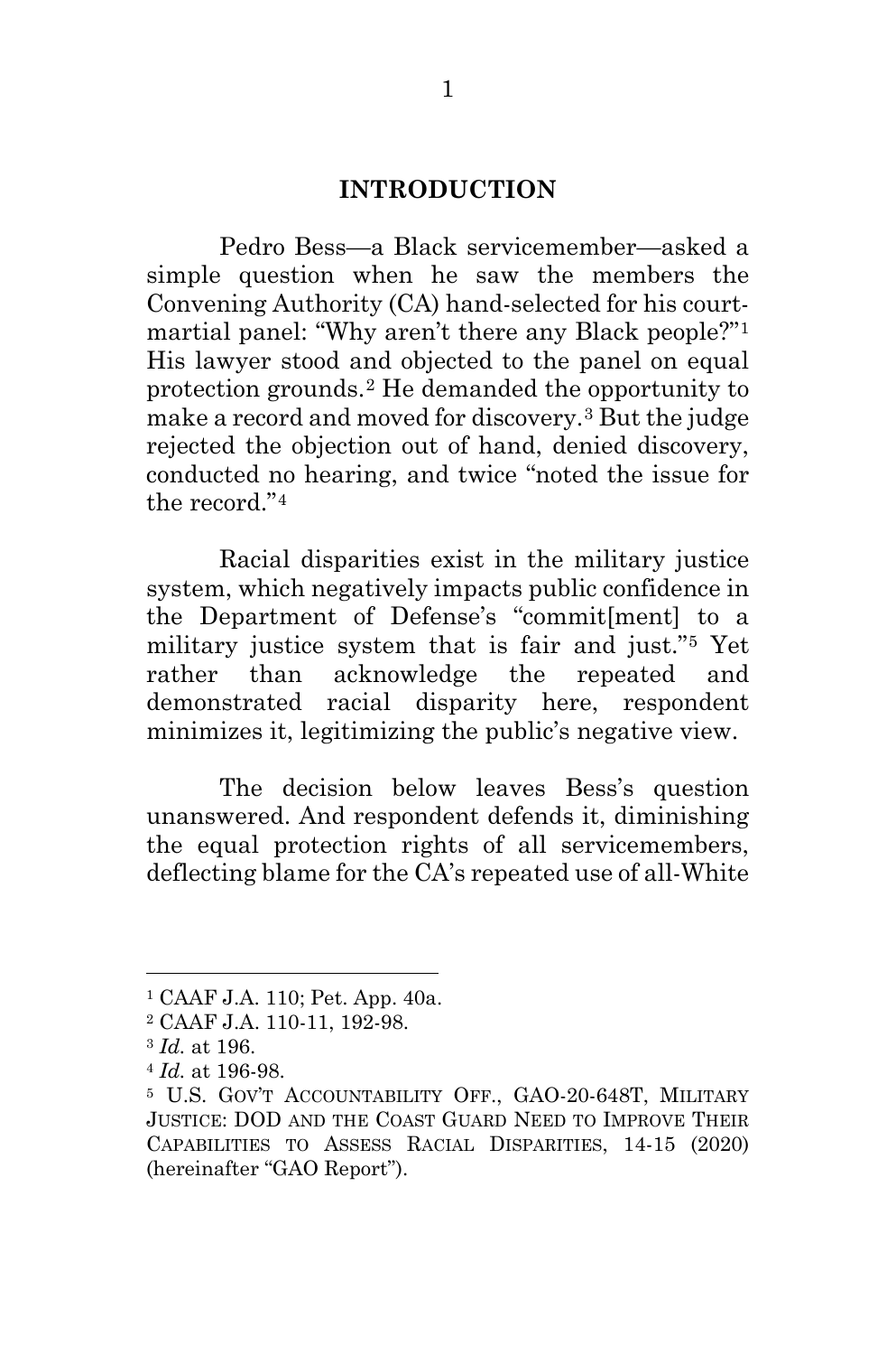## INTRODUCTION

Pedro Bess—a Black servicemember—asked a simple question when he saw the members the Convening Authority (CA) hand-selected for his court-martial panel: "Why aren't there any Black people?"[1] His lawyer stood and objected to the panel on equal protection grounds.[2] He demanded the opportunity to make a record and moved for discovery.[3] But the judge rejected the objection out of hand, denied discovery, conducted no hearing, and twice "noted the issue for the record."[4]

Racial disparities exist in the military justice system, which negatively impacts public confidence in the Department of Defense's "commit[ment] to a military justice system that is fair and just."[5] Yet rather than acknowledge the repeated and demonstrated racial disparity here, respondent minimizes it, legitimizing the public's negative view.

The decision below leaves Bess's question unanswered. And respondent defends it, diminishing the equal protection rights of all servicemembers, deflecting blame for the CA's repeated use of all-White

---

[1] CAAF J.A. 110; Pet. App. 40a.

[2] CAAF J.A. 110-11, 192-98.

[3] *Id.* at 196.

[4] *Id.* at 196-98.

[5] U.S. GOV'T ACCOUNTABILITY OFF., GAO-20-648T, MILITARY JUSTICE: DOD AND THE COAST GUARD NEED TO IMPROVE THEIR CAPABILITIES TO ASSESS RACIAL DISPARITIES, 14-15 (2020) (hereinafter "GAO Report").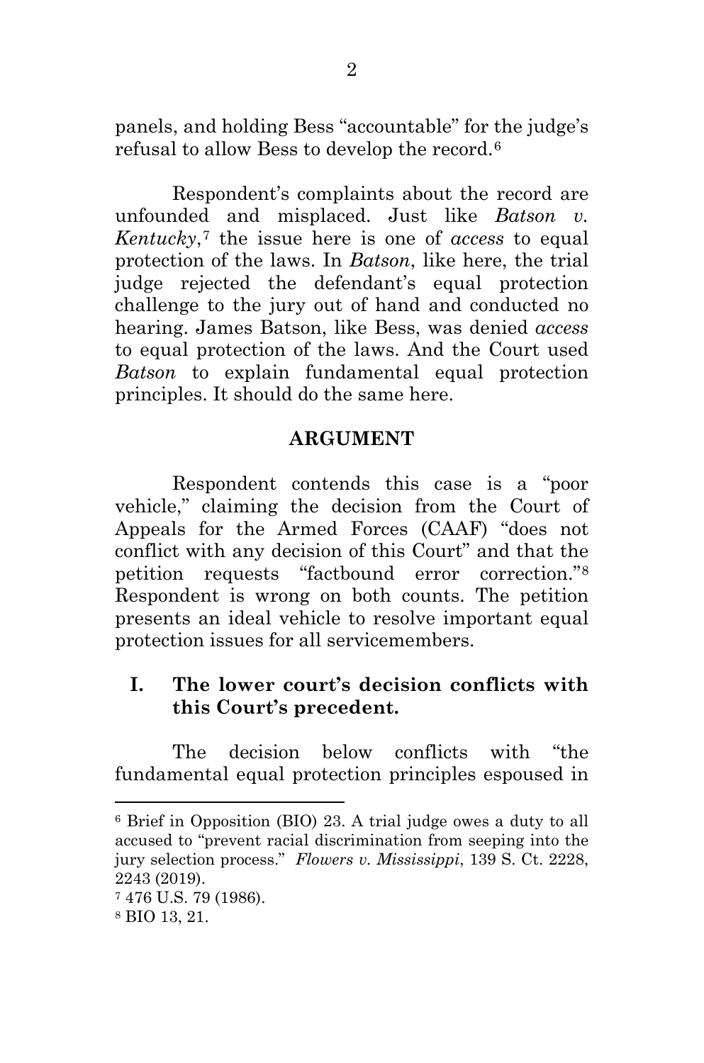panels, and holding Bess "accountable" for the judge's refusal to allow Bess to develop the record.[6]

Respondent's complaints about the record are unfounded and misplaced. Just like *Batson v. Kentucky*,[7] the issue here is one of *access* to equal protection of the laws. In *Batson*, like here, the trial judge rejected the defendant's equal protection challenge to the jury out of hand and conducted no hearing. James Batson, like Bess, was denied *access* to equal protection of the laws. And the Court used *Batson* to explain fundamental equal protection principles. It should do the same here.

## ARGUMENT

Respondent contends this case is a "poor vehicle," claiming the decision from the Court of Appeals for the Armed Forces (CAAF) "does not conflict with any decision of this Court" and that the petition requests "factbound error correction."[8] Respondent is wrong on both counts. The petition presents an ideal vehicle to resolve important equal protection issues for all servicemembers.

### I. The lower court's decision conflicts with this Court's precedent.

The decision below conflicts with "the fundamental equal protection principles espoused in

---

[6] Brief in Opposition (BIO) 23. A trial judge owes a duty to all accused to "prevent racial discrimination from seeping into the jury selection process." *Flowers v. Mississippi*, 139 S. Ct. 2228, 2243 (2019).

[7] 476 U.S. 79 (1986).

[8] BIO 13, 21.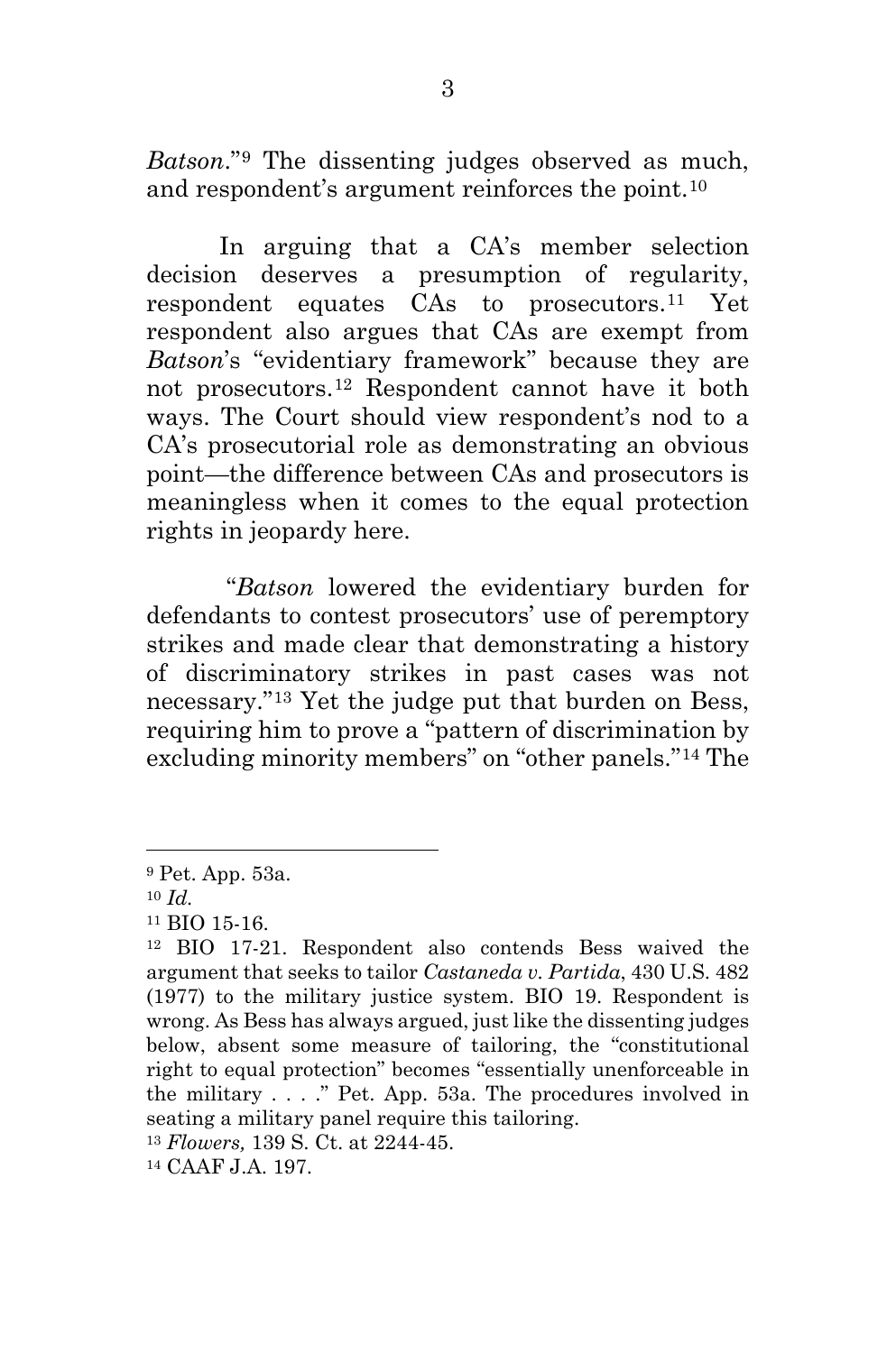*Batson*."[9] The dissenting judges observed as much, and respondent's argument reinforces the point.[10]

In arguing that a CA's member selection decision deserves a presumption of regularity, respondent equates CAs to prosecutors.[11] Yet respondent also argues that CAs are exempt from *Batson*'s "evidentiary framework" because they are not prosecutors.[12] Respondent cannot have it both ways. The Court should view respondent's nod to a CA's prosecutorial role as demonstrating an obvious point—the difference between CAs and prosecutors is meaningless when it comes to the equal protection rights in jeopardy here.

"*Batson* lowered the evidentiary burden for defendants to contest prosecutors' use of peremptory strikes and made clear that demonstrating a history of discriminatory strikes in past cases was not necessary."[13] Yet the judge put that burden on Bess, requiring him to prove a "pattern of discrimination by excluding minority members" on "other panels."[14] The

---

[9] Pet. App. 53a.

[10] *Id.*

[11] BIO 15-16.

[12] BIO 17-21. Respondent also contends Bess waived the argument that seeks to tailor *Castaneda v. Partida*, 430 U.S. 482 (1977) to the military justice system. BIO 19. Respondent is wrong. As Bess has always argued, just like the dissenting judges below, absent some measure of tailoring, the "constitutional right to equal protection" becomes "essentially unenforceable in the military . . . ." Pet. App. 53a. The procedures involved in seating a military panel require this tailoring.

[13] *Flowers,* 139 S. Ct. at 2244-45.

[14] CAAF J.A. 197.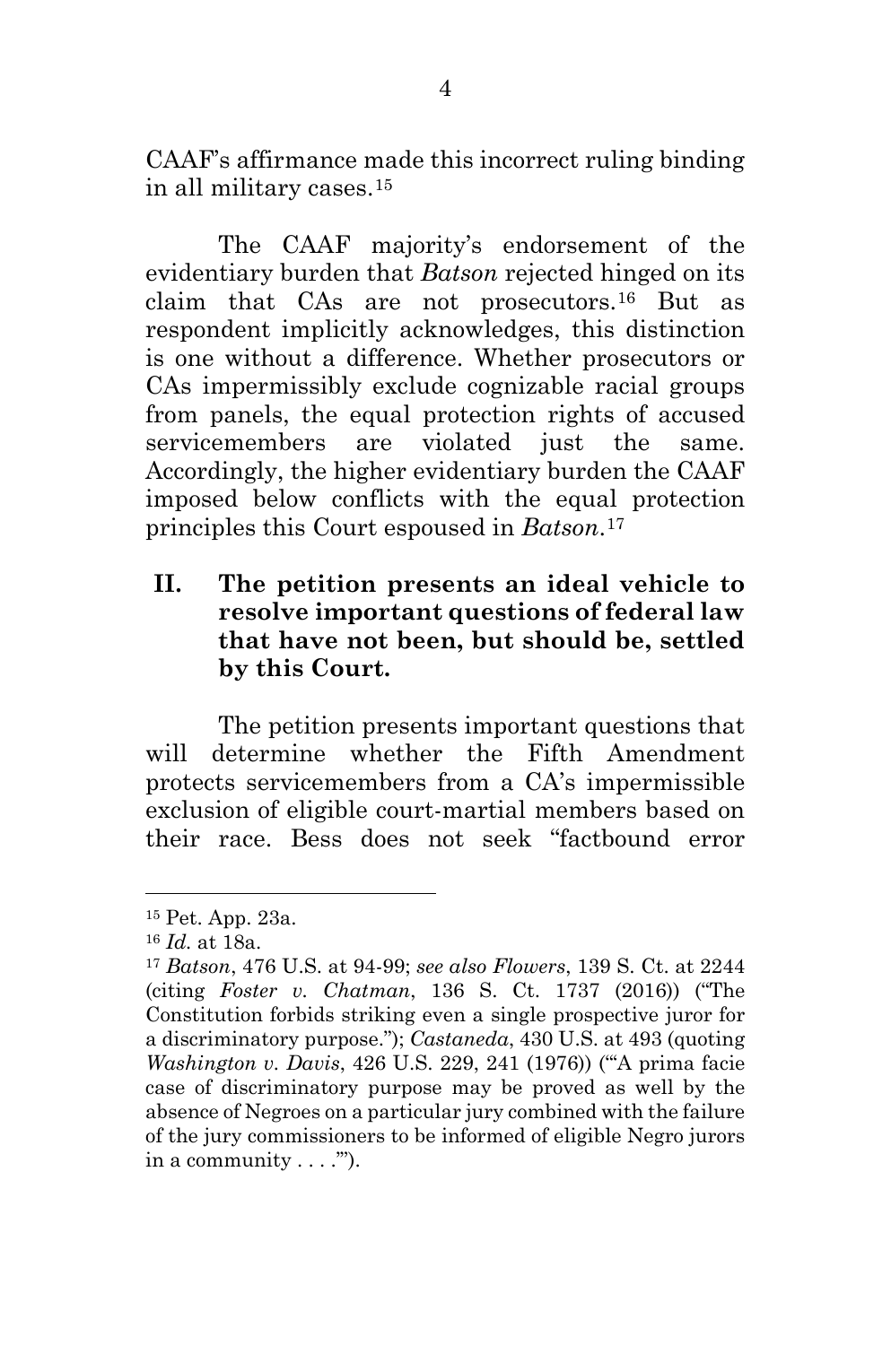CAAF's affirmance made this incorrect ruling binding in all military cases.[15]

The CAAF majority's endorsement of the evidentiary burden that *Batson* rejected hinged on its claim that CAs are not prosecutors.[16] But as respondent implicitly acknowledges, this distinction is one without a difference. Whether prosecutors or CAs impermissibly exclude cognizable racial groups from panels, the equal protection rights of accused servicemembers are violated just the same. Accordingly, the higher evidentiary burden the CAAF imposed below conflicts with the equal protection principles this Court espoused in *Batson*.[17]

## II. The petition presents an ideal vehicle to resolve important questions of federal law that have not been, but should be, settled by this Court.

The petition presents important questions that will determine whether the Fifth Amendment protects servicemembers from a CA's impermissible exclusion of eligible court-martial members based on their race. Bess does not seek "factbound error

---

[15] Pet. App. 23a.

[16] *Id.* at 18a.

[17] *Batson*, 476 U.S. at 94-99; *see also Flowers*, 139 S. Ct. at 2244 (citing *Foster v. Chatman*, 136 S. Ct. 1737 (2016)) ("The Constitution forbids striking even a single prospective juror for a discriminatory purpose."); *Castaneda*, 430 U.S. at 493 (quoting *Washington v. Davis*, 426 U.S. 229, 241 (1976)) ("'A prima facie case of discriminatory purpose may be proved as well by the absence of Negroes on a particular jury combined with the failure of the jury commissioners to be informed of eligible Negro jurors in a community . . . .'").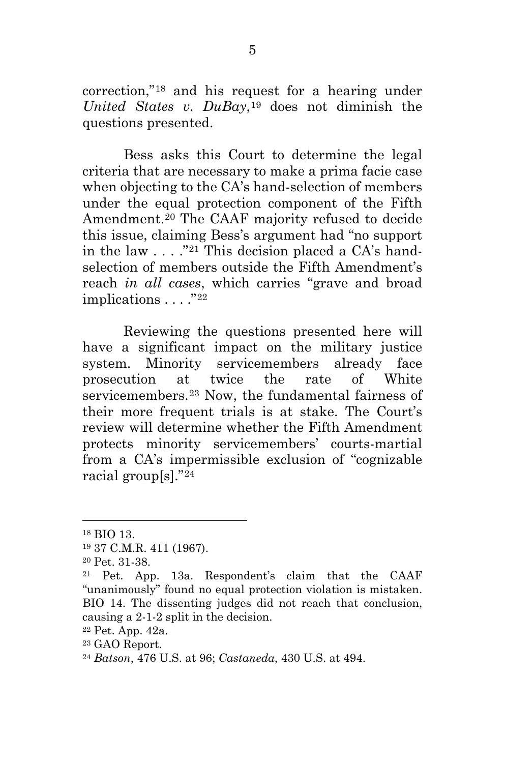correction,"[18] and his request for a hearing under *United States v. DuBay*,[19] does not diminish the questions presented.

Bess asks this Court to determine the legal criteria that are necessary to make a prima facie case when objecting to the CA's hand-selection of members under the equal protection component of the Fifth Amendment.[20] The CAAF majority refused to decide this issue, claiming Bess's argument had "no support in the law . . . ."[21] This decision placed a CA's hand-selection of members outside the Fifth Amendment's reach *in all cases*, which carries "grave and broad implications . . . ."[22]

Reviewing the questions presented here will have a significant impact on the military justice system. Minority servicemembers already face prosecution at twice the rate of White servicemembers.[23] Now, the fundamental fairness of their more frequent trials is at stake. The Court's review will determine whether the Fifth Amendment protects minority servicemembers' courts-martial from a CA's impermissible exclusion of "cognizable racial group[s]."[24]

---

[18] BIO 13.

[19] 37 C.M.R. 411 (1967).

[20] Pet. 31-38.

[21] Pet. App. 13a. Respondent's claim that the CAAF "unanimously" found no equal protection violation is mistaken. BIO 14. The dissenting judges did not reach that conclusion, causing a 2-1-2 split in the decision.

[22] Pet. App. 42a.

[23] GAO Report.

[24] *Batson*, 476 U.S. at 96; *Castaneda*, 430 U.S. at 494.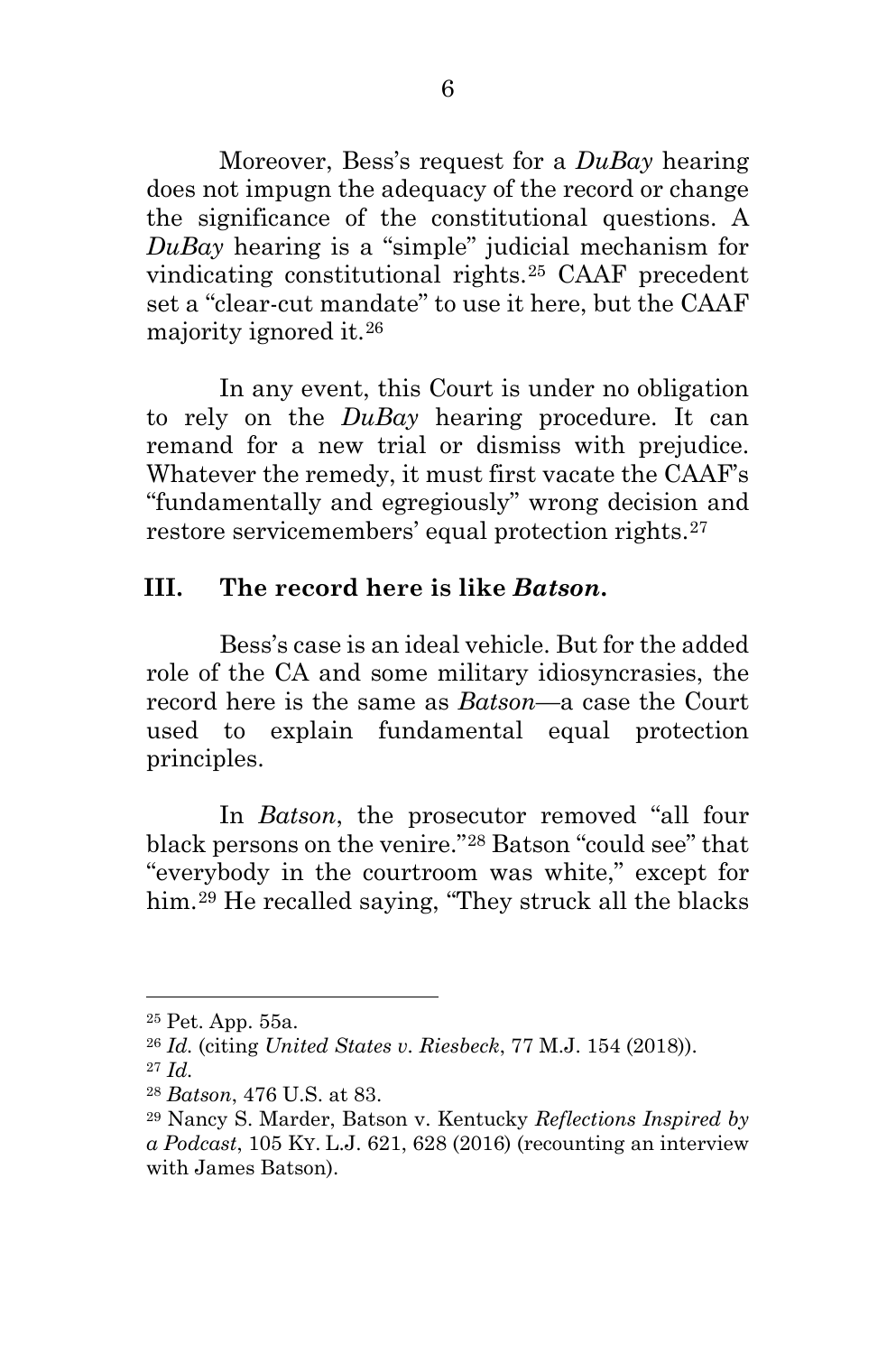Moreover, Bess's request for a *DuBay* hearing does not impugn the adequacy of the record or change the significance of the constitutional questions. A *DuBay* hearing is a "simple" judicial mechanism for vindicating constitutional rights.[25] CAAF precedent set a "clear-cut mandate" to use it here, but the CAAF majority ignored it.[26]

In any event, this Court is under no obligation to rely on the *DuBay* hearing procedure. It can remand for a new trial or dismiss with prejudice. Whatever the remedy, it must first vacate the CAAF's "fundamentally and egregiously" wrong decision and restore servicemembers' equal protection rights.[27]

## III. The record here is like *Batson*.

Bess's case is an ideal vehicle. But for the added role of the CA and some military idiosyncrasies, the record here is the same as *Batson*—a case the Court used to explain fundamental equal protection principles.

In *Batson*, the prosecutor removed "all four black persons on the venire."[28] Batson "could see" that "everybody in the courtroom was white," except for him.[29] He recalled saying, "They struck all the blacks

---

[25] Pet. App. 55a.

[26] *Id.* (citing *United States v. Riesbeck*, 77 M.J. 154 (2018)).

[27] *Id.*

[28] *Batson*, 476 U.S. at 83.

[29] Nancy S. Marder, Batson v. Kentucky *Reflections Inspired by a Podcast*, 105 KY. L.J. 621, 628 (2016) (recounting an interview with James Batson).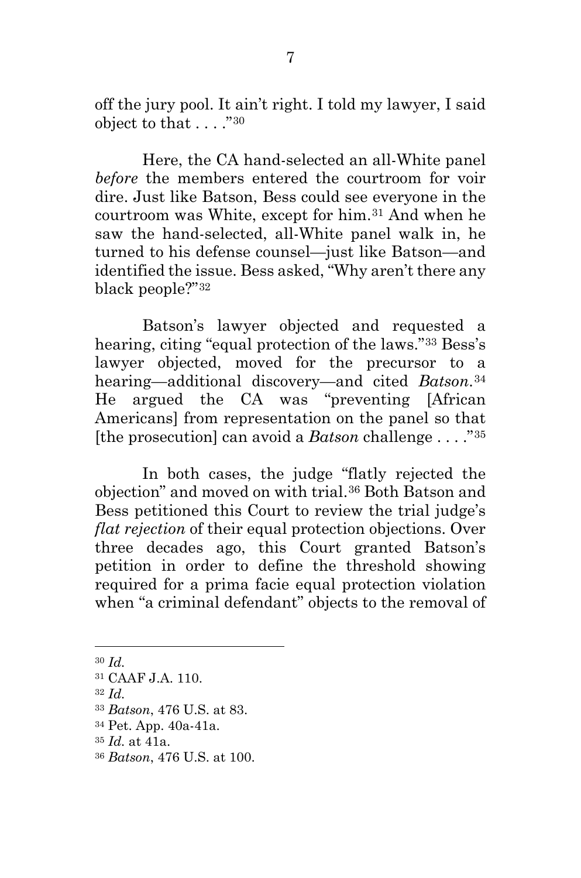off the jury pool. It ain't right. I told my lawyer, I said object to that . . . ."[30]

Here, the CA hand-selected an all-White panel *before* the members entered the courtroom for voir dire. Just like Batson, Bess could see everyone in the courtroom was White, except for him.[31] And when he saw the hand-selected, all-White panel walk in, he turned to his defense counsel—just like Batson—and identified the issue. Bess asked, "Why aren't there any black people?"[32]

Batson's lawyer objected and requested a hearing, citing "equal protection of the laws."[33] Bess's lawyer objected, moved for the precursor to a hearing—additional discovery—and cited *Batson*.[34] He argued the CA was "preventing [African Americans] from representation on the panel so that [the prosecution] can avoid a *Batson* challenge . . . ."[35]

In both cases, the judge "flatly rejected the objection" and moved on with trial.[36] Both Batson and Bess petitioned this Court to review the trial judge's *flat rejection* of their equal protection objections. Over three decades ago, this Court granted Batson's petition in order to define the threshold showing required for a prima facie equal protection violation when "a criminal defendant" objects to the removal of

---

[30] *Id.*

[31] CAAF J.A. 110.

[32] *Id.*

[33] *Batson*, 476 U.S. at 83.

[34] Pet. App. 40a-41a.

[35] *Id.* at 41a.

[36] *Batson*, 476 U.S. at 100.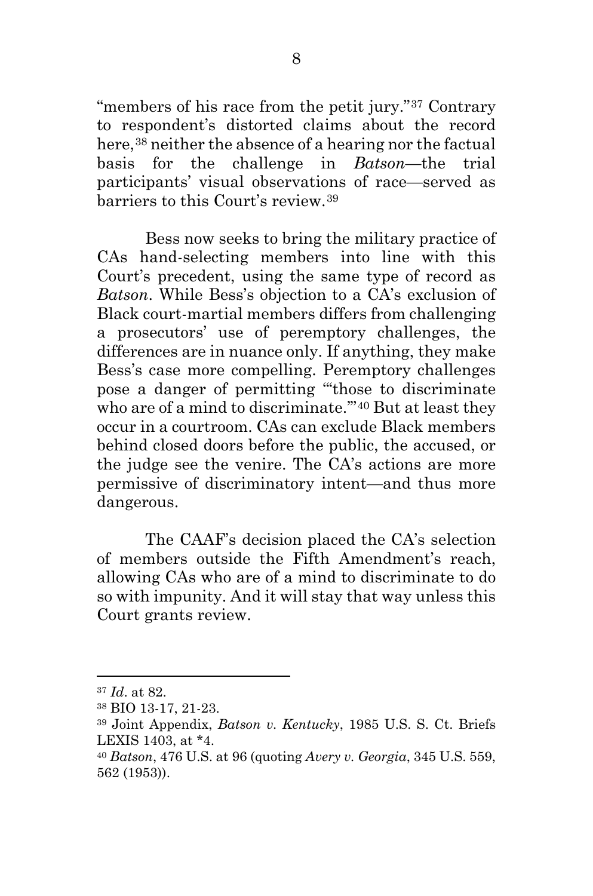"members of his race from the petit jury."[37] Contrary to respondent's distorted claims about the record here,[38] neither the absence of a hearing nor the factual basis for the challenge in *Batson*—the trial participants' visual observations of race—served as barriers to this Court's review.[39]

Bess now seeks to bring the military practice of CAs hand-selecting members into line with this Court's precedent, using the same type of record as *Batson*. While Bess's objection to a CA's exclusion of Black court-martial members differs from challenging a prosecutors' use of peremptory challenges, the differences are in nuance only. If anything, they make Bess's case more compelling. Peremptory challenges pose a danger of permitting "'those to discriminate who are of a mind to discriminate.'"[40] But at least they occur in a courtroom. CAs can exclude Black members behind closed doors before the public, the accused, or the judge see the venire. The CA's actions are more permissive of discriminatory intent—and thus more dangerous.

The CAAF's decision placed the CA's selection of members outside the Fifth Amendment's reach, allowing CAs who are of a mind to discriminate to do so with impunity. And it will stay that way unless this Court grants review.

---

[37] *Id*. at 82.

[38] BIO 13-17, 21-23.

[39] Joint Appendix, *Batson v. Kentucky*, 1985 U.S. S. Ct. Briefs LEXIS 1403, at *4.

[40] *Batson*, 476 U.S. at 96 (quoting *Avery v. Georgia*, 345 U.S. 559, 562 (1953)).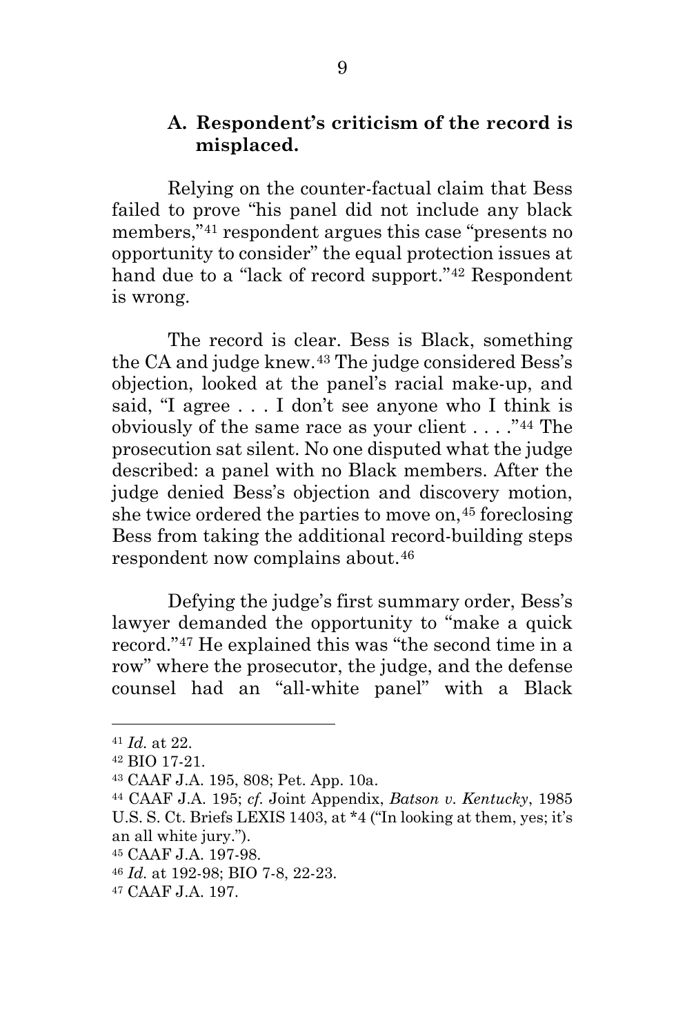### A. Respondent's criticism of the record is misplaced.

Relying on the counter-factual claim that Bess failed to prove "his panel did not include any black members,"[41] respondent argues this case "presents no opportunity to consider" the equal protection issues at hand due to a "lack of record support."[42] Respondent is wrong.

The record is clear. Bess is Black, something the CA and judge knew.[43] The judge considered Bess's objection, looked at the panel's racial make-up, and said, "I agree . . . I don't see anyone who I think is obviously of the same race as your client . . . ."[44] The prosecution sat silent. No one disputed what the judge described: a panel with no Black members. After the judge denied Bess's objection and discovery motion, she twice ordered the parties to move on,[45] foreclosing Bess from taking the additional record-building steps respondent now complains about.[46]

Defying the judge's first summary order, Bess's lawyer demanded the opportunity to "make a quick record."[47] He explained this was "the second time in a row" where the prosecutor, the judge, and the defense counsel had an "all-white panel" with a Black

---

[41] *Id.* at 22.

[42] BIO 17-21.

[43] CAAF J.A. 195, 808; Pet. App. 10a.

[44] CAAF J.A. 195; *cf.* Joint Appendix, *Batson v. Kentucky*, 1985 U.S. S. Ct. Briefs LEXIS 1403, at *4 ("In looking at them, yes; it's an all white jury.").

[45] CAAF J.A. 197-98.

[46] *Id.* at 192-98; BIO 7-8, 22-23.

[47] CAAF J.A. 197.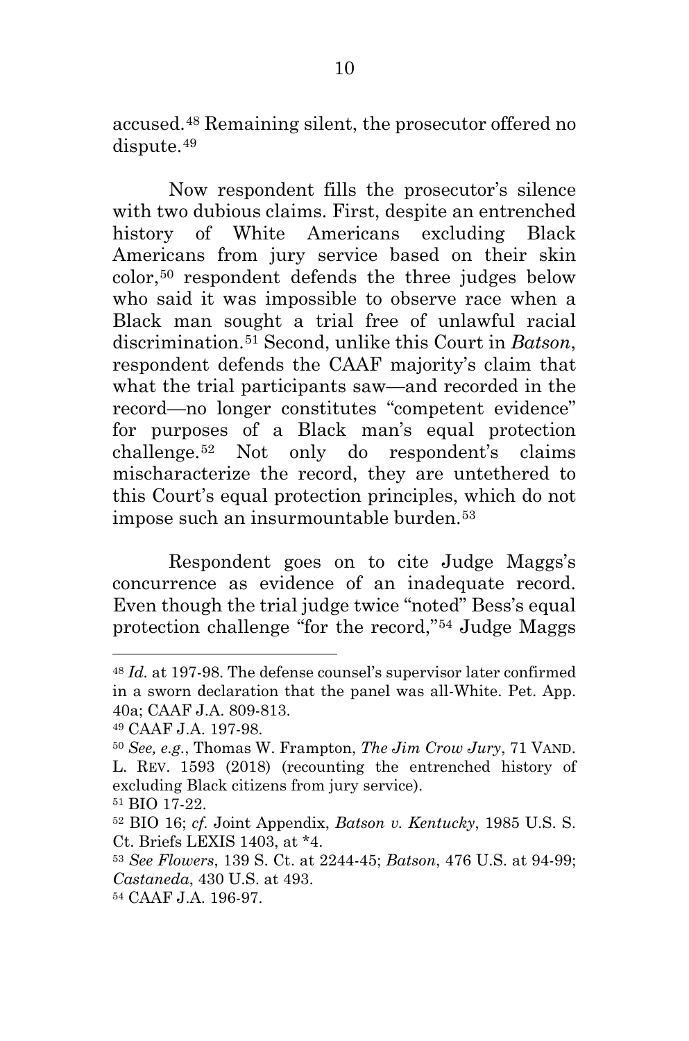accused.[48] Remaining silent, the prosecutor offered no dispute.[49]

Now respondent fills the prosecutor's silence with two dubious claims. First, despite an entrenched history of White Americans excluding Black Americans from jury service based on their skin color,[50] respondent defends the three judges below who said it was impossible to observe race when a Black man sought a trial free of unlawful racial discrimination.[51] Second, unlike this Court in *Batson*, respondent defends the CAAF majority's claim that what the trial participants saw—and recorded in the record—no longer constitutes "competent evidence" for purposes of a Black man's equal protection challenge.[52] Not only do respondent's claims mischaracterize the record, they are untethered to this Court's equal protection principles, which do not impose such an insurmountable burden.[53]

Respondent goes on to cite Judge Maggs's concurrence as evidence of an inadequate record. Even though the trial judge twice "noted" Bess's equal protection challenge "for the record,"[54] Judge Maggs

---

[48] *Id.* at 197-98. The defense counsel's supervisor later confirmed in a sworn declaration that the panel was all-White. Pet. App. 40a; CAAF J.A. 809-813.

[49] CAAF J.A. 197-98.

[50] *See, e.g.*, Thomas W. Frampton, *The Jim Crow Jury*, 71 VAND. L. REV. 1593 (2018) (recounting the entrenched history of excluding Black citizens from jury service).

[51] BIO 17-22.

[52] BIO 16; *cf.* Joint Appendix, *Batson v. Kentucky*, 1985 U.S. S. Ct. Briefs LEXIS 1403, at *4.

[53] *See Flowers*, 139 S. Ct. at 2244-45; *Batson*, 476 U.S. at 94-99; *Castaneda*, 430 U.S. at 493.

[54] CAAF J.A. 196-97.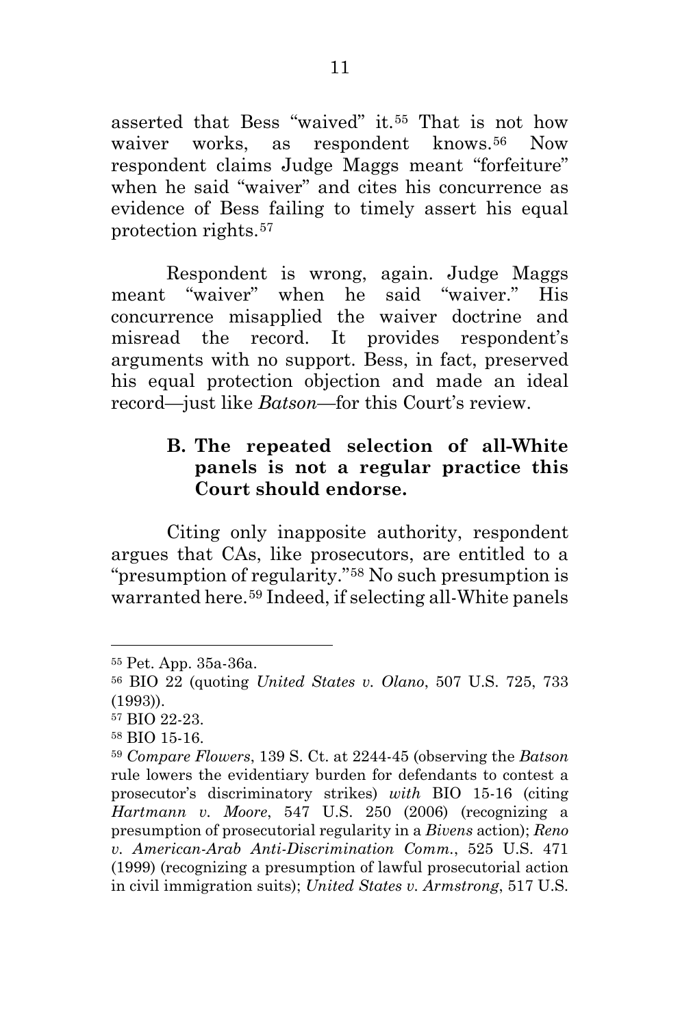asserted that Bess "waived" it.[55] That is not how waiver works, as respondent knows.[56] Now respondent claims Judge Maggs meant "forfeiture" when he said "waiver" and cites his concurrence as evidence of Bess failing to timely assert his equal protection rights.[57]

Respondent is wrong, again. Judge Maggs meant "waiver" when he said "waiver." His concurrence misapplied the waiver doctrine and misread the record. It provides respondent's arguments with no support. Bess, in fact, preserved his equal protection objection and made an ideal record—just like *Batson*—for this Court's review.

### B. The repeated selection of all-White panels is not a regular practice this Court should endorse.

Citing only inapposite authority, respondent argues that CAs, like prosecutors, are entitled to a "presumption of regularity."[58] No such presumption is warranted here.[59] Indeed, if selecting all-White panels

---

[55] Pet. App. 35a-36a.

[56] BIO 22 (quoting *United States v. Olano*, 507 U.S. 725, 733 (1993)).

[57] BIO 22-23.

[58] BIO 15-16.

[59] *Compare Flowers*, 139 S. Ct. at 2244-45 (observing the *Batson* rule lowers the evidentiary burden for defendants to contest a prosecutor's discriminatory strikes) *with* BIO 15-16 (citing *Hartmann v. Moore*, 547 U.S. 250 (2006) (recognizing a presumption of prosecutorial regularity in a *Bivens* action); *Reno v. American-Arab Anti-Discrimination Comm.*, 525 U.S. 471 (1999) (recognizing a presumption of lawful prosecutorial action in civil immigration suits); *United States v. Armstrong*, 517 U.S.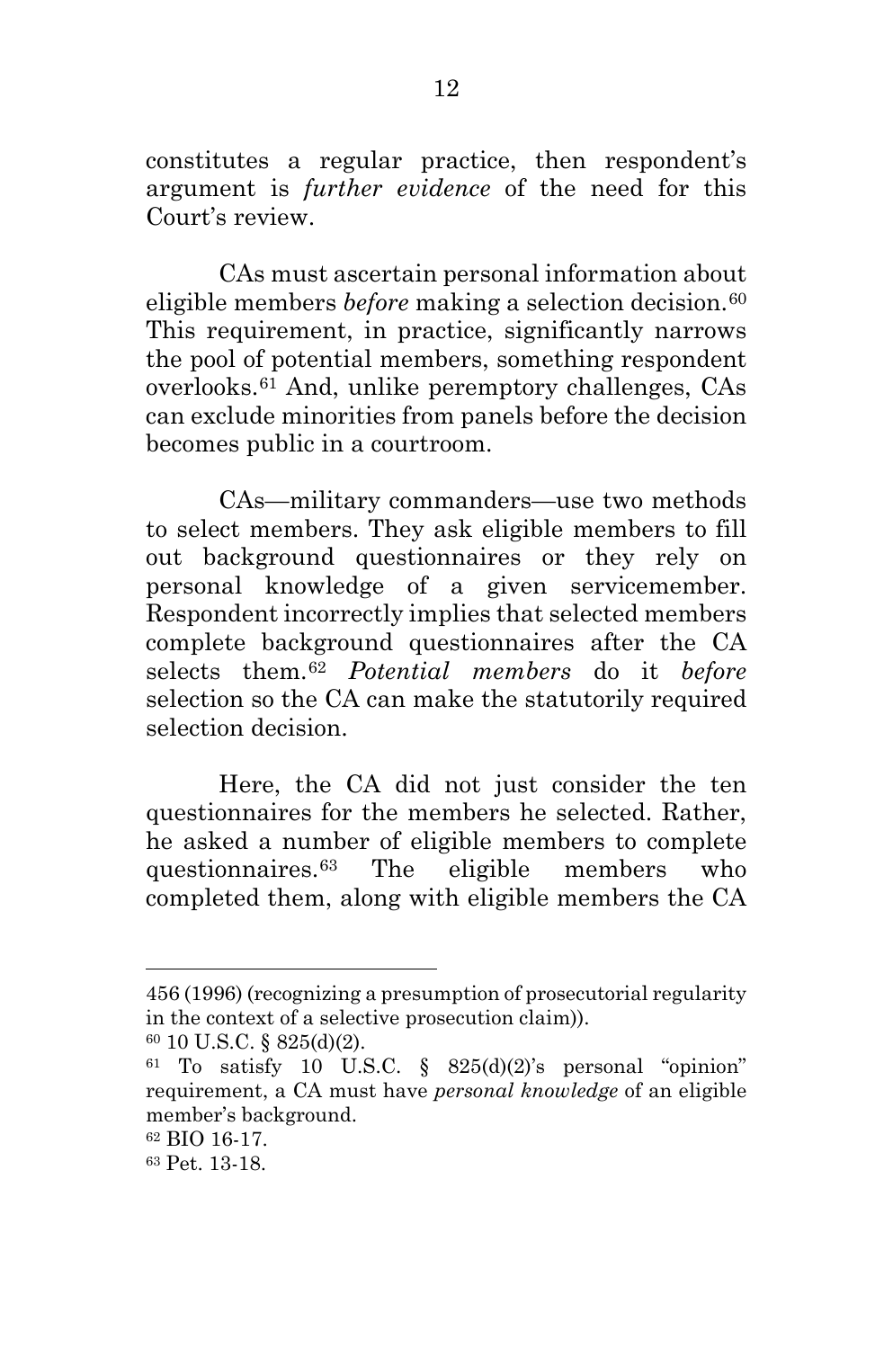constitutes a regular practice, then respondent's argument is *further evidence* of the need for this Court's review.

CAs must ascertain personal information about eligible members *before* making a selection decision.[60] This requirement, in practice, significantly narrows the pool of potential members, something respondent overlooks.[61] And, unlike peremptory challenges, CAs can exclude minorities from panels before the decision becomes public in a courtroom.

CAs—military commanders—use two methods to select members. They ask eligible members to fill out background questionnaires or they rely on personal knowledge of a given servicemember. Respondent incorrectly implies that selected members complete background questionnaires after the CA selects them.[62] *Potential members* do it *before* selection so the CA can make the statutorily required selection decision.

Here, the CA did not just consider the ten questionnaires for the members he selected. Rather, he asked a number of eligible members to complete questionnaires.[63] The eligible members who completed them, along with eligible members the CA

---

456 (1996) (recognizing a presumption of prosecutorial regularity in the context of a selective prosecution claim)).

[60] 10 U.S.C. § 825(d)(2).

[61] To satisfy 10 U.S.C. § 825(d)(2)'s personal "opinion" requirement, a CA must have *personal knowledge* of an eligible member's background.

[62] BIO 16-17.

[63] Pet. 13-18.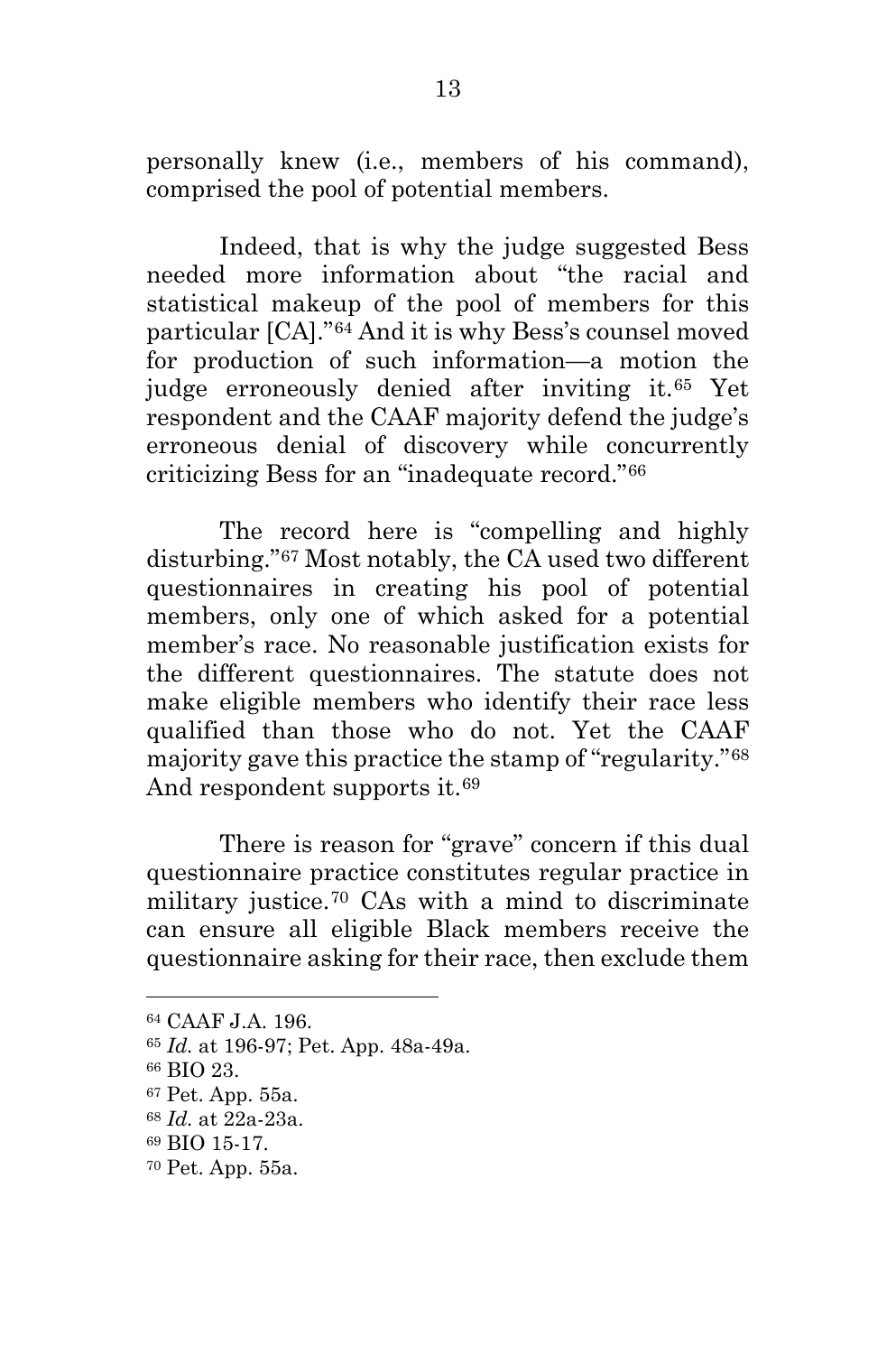personally knew (i.e., members of his command), comprised the pool of potential members.

Indeed, that is why the judge suggested Bess needed more information about "the racial and statistical makeup of the pool of members for this particular [CA]."[64] And it is why Bess's counsel moved for production of such information—a motion the judge erroneously denied after inviting it.[65] Yet respondent and the CAAF majority defend the judge's erroneous denial of discovery while concurrently criticizing Bess for an "inadequate record."[66]

The record here is "compelling and highly disturbing."[67] Most notably, the CA used two different questionnaires in creating his pool of potential members, only one of which asked for a potential member's race. No reasonable justification exists for the different questionnaires. The statute does not make eligible members who identify their race less qualified than those who do not. Yet the CAAF majority gave this practice the stamp of "regularity."[68] And respondent supports it.[69]

There is reason for "grave" concern if this dual questionnaire practice constitutes regular practice in military justice.[70] CAs with a mind to discriminate can ensure all eligible Black members receive the questionnaire asking for their race, then exclude them

---

[64] CAAF J.A. 196.

[65] *Id.* at 196-97; Pet. App. 48a-49a.

[66] BIO 23.

[67] Pet. App. 55a.

[68] *Id.* at 22a-23a.

[69] BIO 15-17.

[70] Pet. App. 55a.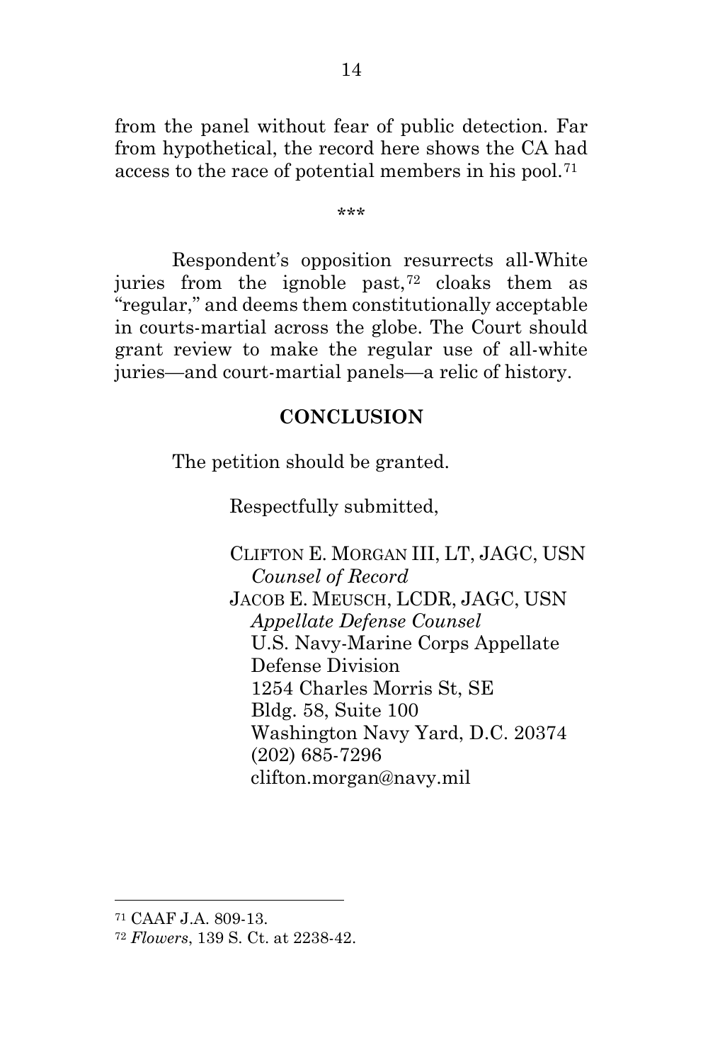from the panel without fear of public detection. Far from hypothetical, the record here shows the CA had access to the race of potential members in his pool.[71]

\*\*\*

Respondent's opposition resurrects all-White juries from the ignoble past,[72] cloaks them as "regular," and deems them constitutionally acceptable in courts-martial across the globe. The Court should grant review to make the regular use of all-white juries—and court-martial panels—a relic of history.

## CONCLUSION

The petition should be granted.

Respectfully submitted,

CLIFTON E. MORGAN III, LT, JAGC, USN
*Counsel of Record*
JACOB E. MEUSCH, LCDR, JAGC, USN
*Appellate Defense Counsel*
U.S. Navy-Marine Corps Appellate Defense Division
1254 Charles Morris St, SE
Bldg. 58, Suite 100
Washington Navy Yard, D.C. 20374
(202) 685-7296
clifton.morgan@navy.mil

---

[71] CAAF J.A. 809-13.

[72] *Flowers*, 139 S. Ct. at 2238-42.